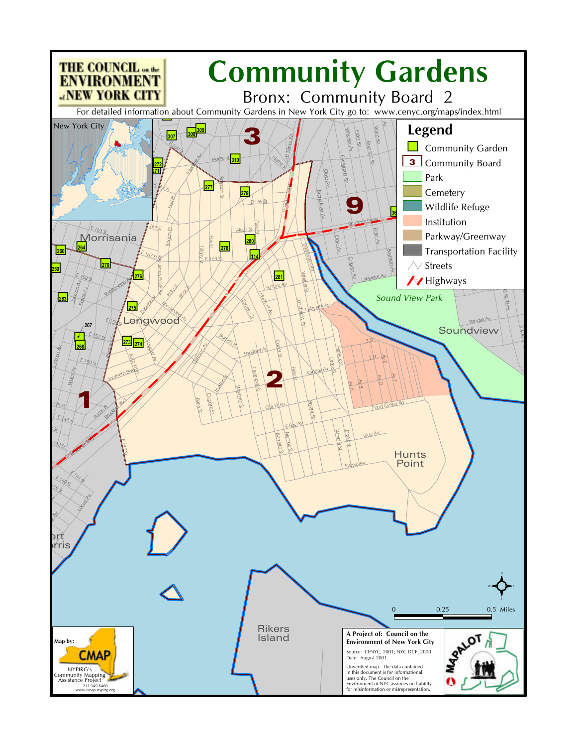THE COUNCIL on the ENVIRONMENT of NEW YORK CITY

# Community Gardens

## Bronx: Community Board 2

For detailed information about Community Gardens in New York City go to: www.cenyc.org/maps/index.html

**Legend**

- Community Garden
- Community Board
- Park
- Cemetery
- Wildlife Refuge
- Institution
- Parkway/Greenway
- Transportation Facility
- Streets
- Highways

0 0.25 0.5 Miles

Map by: CMAP

NYPIRG's Community Mapping Assistance Project
212-349-6460
www.cmap.nypirg.org

**A Project of: Council on the Environment of New York City**

Source: CENYC, 2001; NYC DCP, 2000
Date: August 2001

Unverified map. The data contained in this document is for informational uses only. The Council on the Environment of NYC assumes no liability for misinformation or misrepresentation.

MAPALOT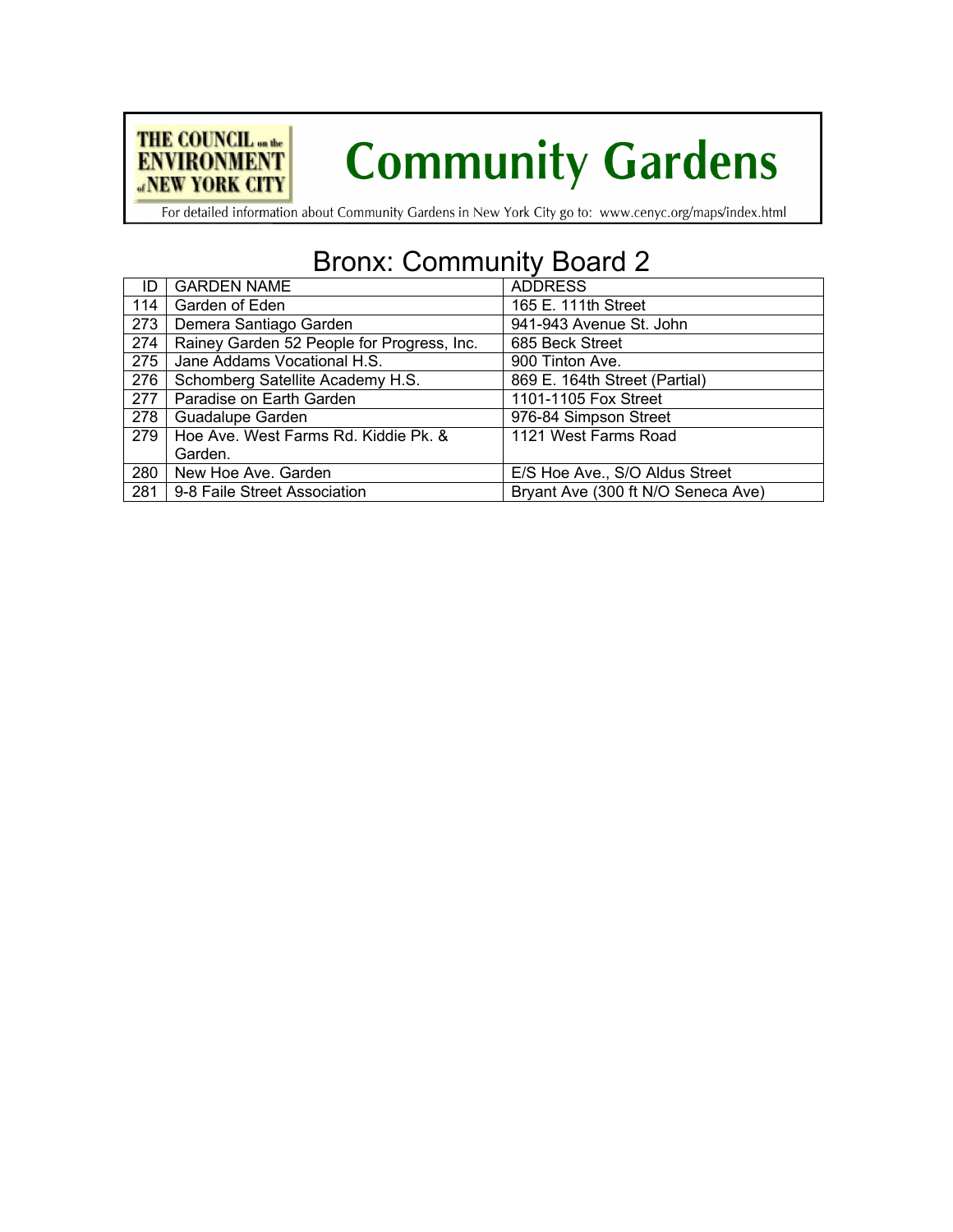THE COUNCIL on the ENVIRONMENT of NEW YORK CITY

# Community Gardens

For detailed information about Community Gardens in New York City go to: www.cenyc.org/maps/index.html

## Bronx: Community Board 2

| ID | GARDEN NAME | ADDRESS |
|---|---|---|
| 114 | Garden of Eden | 165 E. 111th Street |
| 273 | Demera Santiago Garden | 941-943 Avenue St. John |
| 274 | Rainey Garden 52 People for Progress, Inc. | 685 Beck Street |
| 275 | Jane Addams Vocational H.S. | 900 Tinton Ave. |
| 276 | Schomberg Satellite Academy H.S. | 869 E. 164th Street (Partial) |
| 277 | Paradise on Earth Garden | 1101-1105 Fox Street |
| 278 | Guadalupe Garden | 976-84 Simpson Street |
| 279 | Hoe Ave. West Farms Rd. Kiddie Pk. & Garden. | 1121 West Farms Road |
| 280 | New Hoe Ave. Garden | E/S Hoe Ave., S/O Aldus Street |
| 281 | 9-8 Faile Street Association | Bryant Ave (300 ft N/O Seneca Ave) |